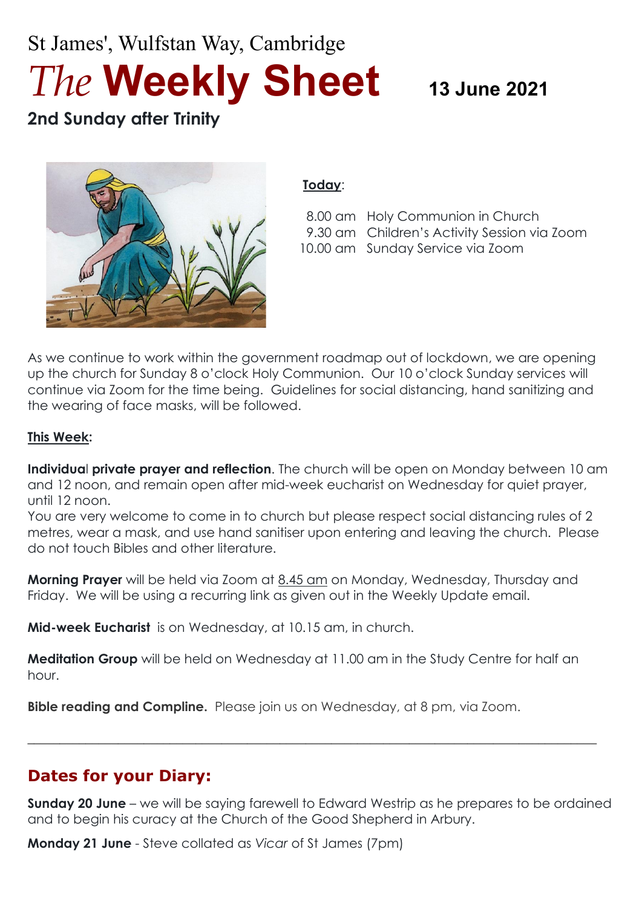St James', Wulfstan Way, Cambridge

# *The* **Weekly Sheet** 13 June 2021

## 2nd Sunday after Trinity

**Today**:

| | |
|---|---|
| 8.00 am | Holy Communion in Church |
| 9.30 am | Children's Activity Session via Zoom |
| 10.00 am | Sunday Service via Zoom |

As we continue to work within the government roadmap out of lockdown, we are opening up the church for Sunday 8 o'clock Holy Communion. Our 10 o'clock Sunday services will continue via Zoom for the time being. Guidelines for social distancing, hand sanitizing and the wearing of face masks, will be followed.

**This Week:**

**Individual private prayer and reflection**. The church will be open on Monday between 10 am and 12 noon, and remain open after mid-week eucharist on Wednesday for quiet prayer, until 12 noon.
You are very welcome to come in to church but please respect social distancing rules of 2 metres, wear a mask, and use hand sanitiser upon entering and leaving the church. Please do not touch Bibles and other literature.

**Morning Prayer** will be held via Zoom at 8.45 am on Monday, Wednesday, Thursday and Friday. We will be using a recurring link as given out in the Weekly Update email.

**Mid-week Eucharist** is on Wednesday, at 10.15 am, in church.

**Meditation Group** will be held on Wednesday at 11.00 am in the Study Centre for half an hour.

**Bible reading and Compline.** Please join us on Wednesday, at 8 pm, via Zoom.

---

## Dates for your Diary:

**Sunday 20 June** – we will be saying farewell to Edward Westrip as he prepares to be ordained and to begin his curacy at the Church of the Good Shepherd in Arbury.

**Monday 21 June** - Steve collated as *Vicar* of St James (7pm)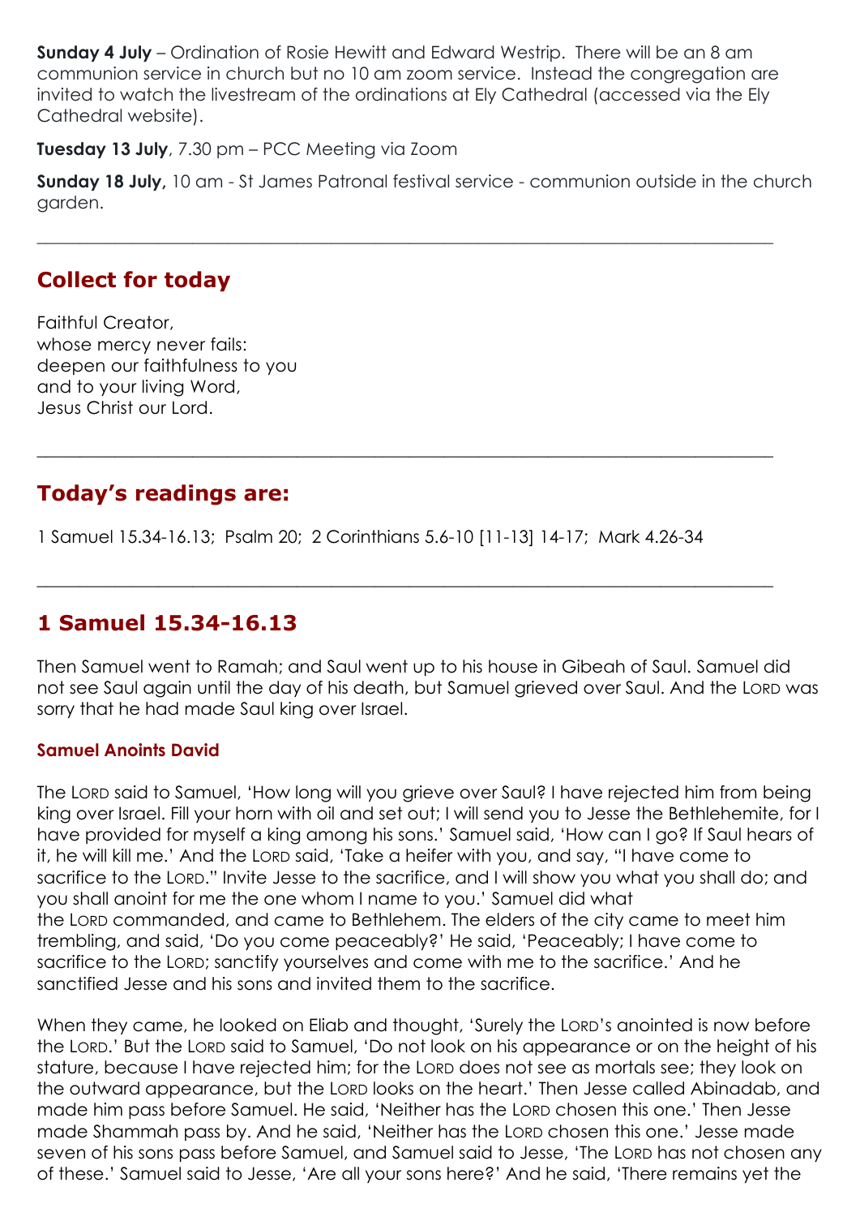**Sunday 4 July** – Ordination of Rosie Hewitt and Edward Westrip. There will be an 8 am communion service in church but no 10 am zoom service. Instead the congregation are invited to watch the livestream of the ordinations at Ely Cathedral (accessed via the Ely Cathedral website).

**Tuesday 13 July**, 7.30 pm – PCC Meeting via Zoom

**Sunday 18 July,** 10 am - St James Patronal festival service - communion outside in the church garden.

---

## Collect for today

Faithful Creator,
whose mercy never fails:
deepen our faithfulness to you
and to your living Word,
Jesus Christ our Lord.

---

## Today's readings are:

1 Samuel 15.34-16.13; Psalm 20; 2 Corinthians 5.6-10 [11-13] 14-17; Mark 4.26-34

---

## 1 Samuel 15.34-16.13

Then Samuel went to Ramah; and Saul went up to his house in Gibeah of Saul. Samuel did not see Saul again until the day of his death, but Samuel grieved over Saul. And the LORD was sorry that he had made Saul king over Israel.

### Samuel Anoints David

The LORD said to Samuel, 'How long will you grieve over Saul? I have rejected him from being king over Israel. Fill your horn with oil and set out; I will send you to Jesse the Bethlehemite, for I have provided for myself a king among his sons.' Samuel said, 'How can I go? If Saul hears of it, he will kill me.' And the LORD said, 'Take a heifer with you, and say, "I have come to sacrifice to the LORD." Invite Jesse to the sacrifice, and I will show you what you shall do; and you shall anoint for me the one whom I name to you.' Samuel did what the LORD commanded, and came to Bethlehem. The elders of the city came to meet him trembling, and said, 'Do you come peaceably?' He said, 'Peaceably; I have come to sacrifice to the LORD; sanctify yourselves and come with me to the sacrifice.' And he sanctified Jesse and his sons and invited them to the sacrifice.

When they came, he looked on Eliab and thought, 'Surely the LORD's anointed is now before the LORD.' But the LORD said to Samuel, 'Do not look on his appearance or on the height of his stature, because I have rejected him; for the LORD does not see as mortals see; they look on the outward appearance, but the LORD looks on the heart.' Then Jesse called Abinadab, and made him pass before Samuel. He said, 'Neither has the LORD chosen this one.' Then Jesse made Shammah pass by. And he said, 'Neither has the LORD chosen this one.' Jesse made seven of his sons pass before Samuel, and Samuel said to Jesse, 'The LORD has not chosen any of these.' Samuel said to Jesse, 'Are all your sons here?' And he said, 'There remains yet the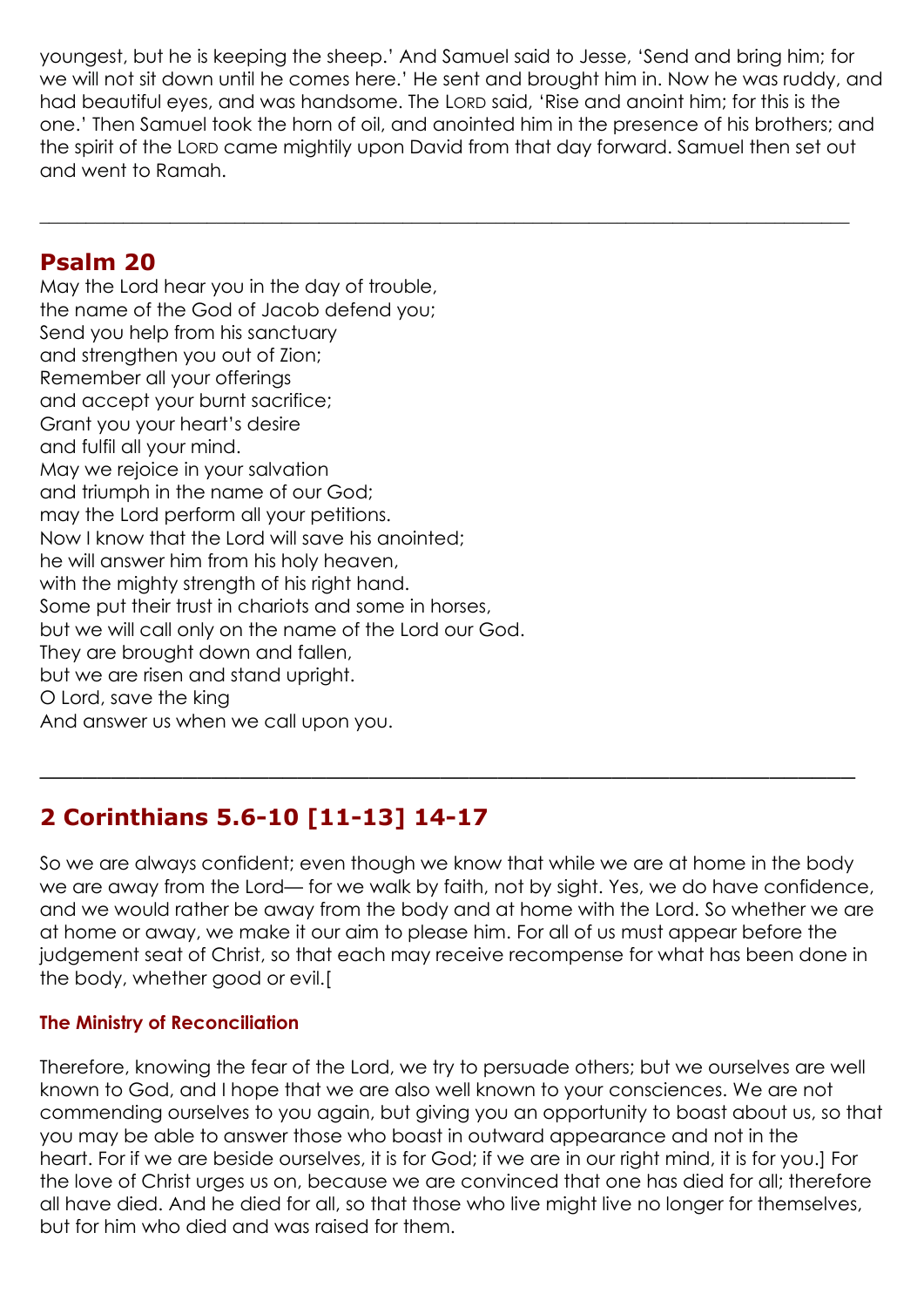youngest, but he is keeping the sheep.' And Samuel said to Jesse, 'Send and bring him; for we will not sit down until he comes here.' He sent and brought him in. Now he was ruddy, and had beautiful eyes, and was handsome. The LORD said, 'Rise and anoint him; for this is the one.' Then Samuel took the horn of oil, and anointed him in the presence of his brothers; and the spirit of the LORD came mightily upon David from that day forward. Samuel then set out and went to Ramah.

---

## Psalm 20

May the Lord hear you in the day of trouble,
the name of the God of Jacob defend you;
Send you help from his sanctuary
and strengthen you out of Zion;
Remember all your offerings
and accept your burnt sacrifice;
Grant you your heart's desire
and fulfil all your mind.
May we rejoice in your salvation
and triumph in the name of our God;
may the Lord perform all your petitions.
Now I know that the Lord will save his anointed;
he will answer him from his holy heaven,
with the mighty strength of his right hand.
Some put their trust in chariots and some in horses,
but we will call only on the name of the Lord our God.
They are brought down and fallen,
but we are risen and stand upright.
O Lord, save the king
And answer us when we call upon you.

---

## 2 Corinthians 5.6-10 [11-13] 14-17

So we are always confident; even though we know that while we are at home in the body we are away from the Lord— for we walk by faith, not by sight. Yes, we do have confidence, and we would rather be away from the body and at home with the Lord. So whether we are at home or away, we make it our aim to please him. For all of us must appear before the judgement seat of Christ, so that each may receive recompense for what has been done in the body, whether good or evil.[

### The Ministry of Reconciliation

Therefore, knowing the fear of the Lord, we try to persuade others; but we ourselves are well known to God, and I hope that we are also well known to your consciences. We are not commending ourselves to you again, but giving you an opportunity to boast about us, so that you may be able to answer those who boast in outward appearance and not in the heart. For if we are beside ourselves, it is for God; if we are in our right mind, it is for you.] For the love of Christ urges us on, because we are convinced that one has died for all; therefore all have died. And he died for all, so that those who live might live no longer for themselves, but for him who died and was raised for them.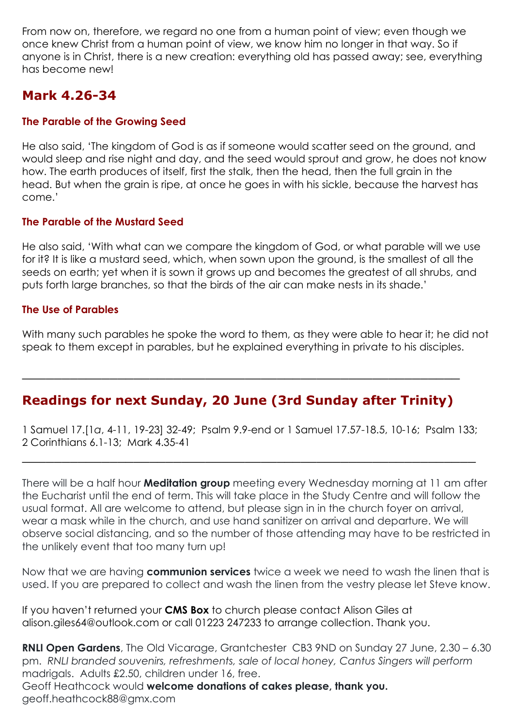From now on, therefore, we regard no one from a human point of view; even though we once knew Christ from a human point of view, we know him no longer in that way. So if anyone is in Christ, there is a new creation: everything old has passed away; see, everything has become new!

## Mark 4.26-34

### The Parable of the Growing Seed

He also said, 'The kingdom of God is as if someone would scatter seed on the ground, and would sleep and rise night and day, and the seed would sprout and grow, he does not know how. The earth produces of itself, first the stalk, then the head, then the full grain in the head. But when the grain is ripe, at once he goes in with his sickle, because the harvest has come.'

### The Parable of the Mustard Seed

He also said, 'With what can we compare the kingdom of God, or what parable will we use for it? It is like a mustard seed, which, when sown upon the ground, is the smallest of all the seeds on earth; yet when it is sown it grows up and becomes the greatest of all shrubs, and puts forth large branches, so that the birds of the air can make nests in its shade.'

### The Use of Parables

With many such parables he spoke the word to them, as they were able to hear it; he did not speak to them except in parables, but he explained everything in private to his disciples.

---

## Readings for next Sunday, 20 June (3rd Sunday after Trinity)

1 Samuel 17.[1*a*, 4-11, 19-23] 32-49; Psalm 9.9-end or 1 Samuel 17.57-18.5, 10-16; Psalm 133; 2 Corinthians 6.1-13; Mark 4.35-41

---

There will be a half hour **Meditation group** meeting every Wednesday morning at 11 am after the Eucharist until the end of term. This will take place in the Study Centre and will follow the usual format. All are welcome to attend, but please sign in in the church foyer on arrival, wear a mask while in the church, and use hand sanitizer on arrival and departure. We will observe social distancing, and so the number of those attending may have to be restricted in the unlikely event that too many turn up!

Now that we are having **communion services** twice a week we need to wash the linen that is used. If you are prepared to collect and wash the linen from the vestry please let Steve know.

If you haven't returned your **CMS Box** to church please contact Alison Giles at alison.giles64@outlook.com or call 01223 247233 to arrange collection. Thank you.

**RNLI Open Gardens**, The Old Vicarage, Grantchester CB3 9ND on Sunday 27 June, 2.30 – 6.30 pm. *RNLI branded souvenirs, refreshments, sale of local honey, Cantus Singers will perform* madrigals. Adults £2.50, children under 16, free.
Geoff Heathcock would **welcome donations of cakes please, thank you.**
geoff.heathcock88@gmx.com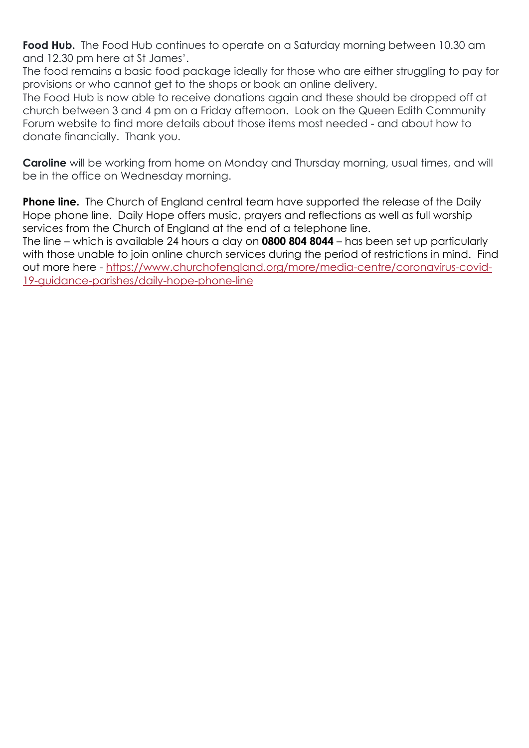**Food Hub.** The Food Hub continues to operate on a Saturday morning between 10.30 am and 12.30 pm here at St James'.
The food remains a basic food package ideally for those who are either struggling to pay for provisions or who cannot get to the shops or book an online delivery.
The Food Hub is now able to receive donations again and these should be dropped off at church between 3 and 4 pm on a Friday afternoon. Look on the Queen Edith Community Forum website to find more details about those items most needed - and about how to donate financially. Thank you.

**Caroline** will be working from home on Monday and Thursday morning, usual times, and will be in the office on Wednesday morning.

**Phone line.** The Church of England central team have supported the release of the Daily Hope phone line. Daily Hope offers music, prayers and reflections as well as full worship services from the Church of England at the end of a telephone line.
The line – which is available 24 hours a day on **0800 804 8044** – has been set up particularly with those unable to join online church services during the period of restrictions in mind. Find out more here - https://www.churchofengland.org/more/media-centre/coronavirus-covid-19-guidance-parishes/daily-hope-phone-line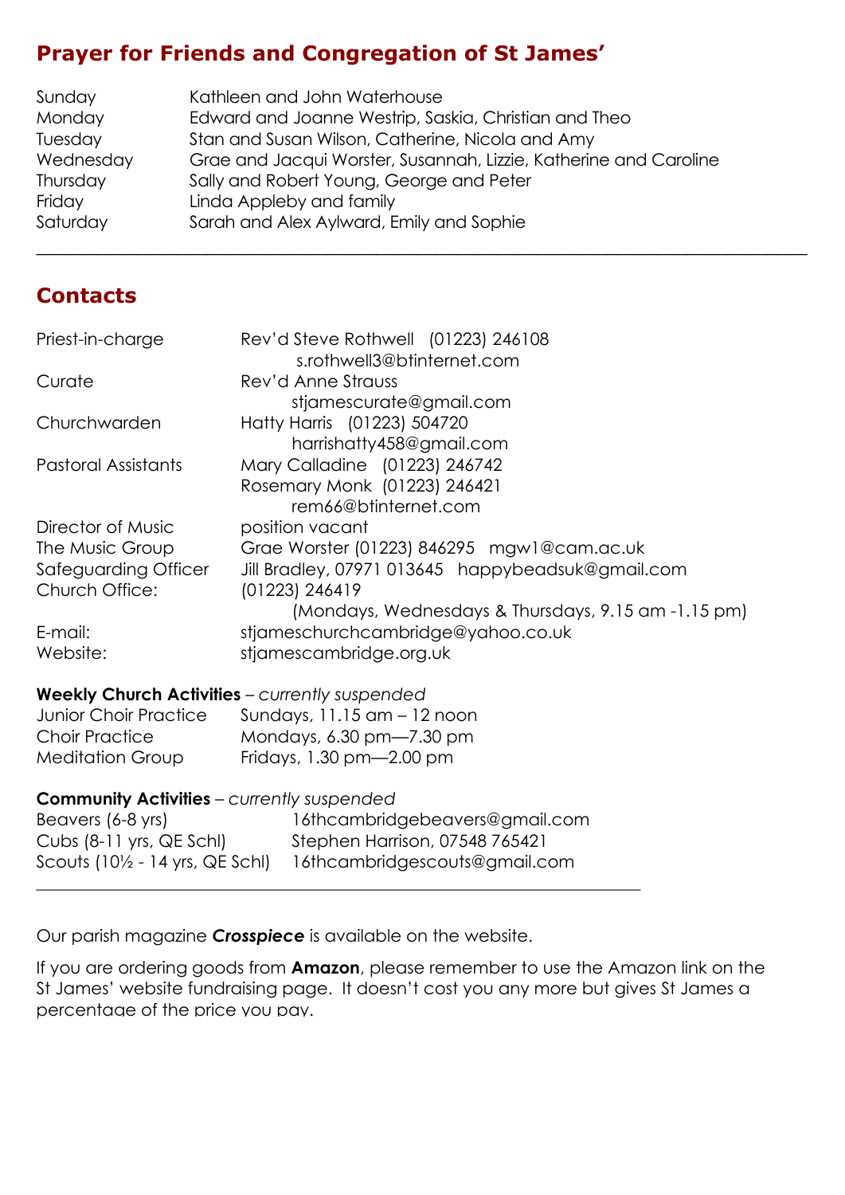## Prayer for Friends and Congregation of St James'

| | |
|---|---|
| Sunday | Kathleen and John Waterhouse |
| Monday | Edward and Joanne Westrip, Saskia, Christian and Theo |
| Tuesday | Stan and Susan Wilson, Catherine, Nicola and Amy |
| Wednesday | Grae and Jacqui Worster, Susannah, Lizzie, Katherine and Caroline |
| Thursday | Sally and Robert Young, George and Peter |
| Friday | Linda Appleby and family |
| Saturday | Sarah and Alex Aylward, Emily and Sophie |

---

## Contacts

| | |
|---|---|
| Priest-in-charge | Rev'd Steve Rothwell (01223) 246108<br>s.rothwell3@btinternet.com |
| Curate | Rev'd Anne Strauss<br>stjamescurate@gmail.com |
| Churchwarden | Hatty Harris (01223) 504720<br>harrishatty458@gmail.com |
| Pastoral Assistants | Mary Calladine (01223) 246742<br>Rosemary Monk (01223) 246421<br>rem66@btinternet.com |
| Director of Music | position vacant |
| The Music Group | Grae Worster (01223) 846295 mgw1@cam.ac.uk |
| Safeguarding Officer | Jill Bradley, 07971 013645 happybeadsuk@gmail.com |
| Church Office: | (01223) 246419<br>(Mondays, Wednesdays & Thursdays, 9.15 am -1.15 pm) |
| E-mail: | stjameschurchcambridge@yahoo.co.uk |
| Website: | stjamescambridge.org.uk |

**Weekly Church Activities** – *currently suspended*

| | |
|---|---|
| Junior Choir Practice | Sundays, 11.15 am – 12 noon |
| Choir Practice | Mondays, 6.30 pm—7.30 pm |
| Meditation Group | Fridays, 1.30 pm—2.00 pm |

**Community Activities** – *currently suspended*

| | |
|---|---|
| Beavers (6-8 yrs) | 16thcambridgebeavers@gmail.com |
| Cubs (8-11 yrs, QE Schl) | Stephen Harrison, 07548 765421 |
| Scouts (10½ - 14 yrs, QE Schl) | 16thcambridgescouts@gmail.com |

---

Our parish magazine ***Crosspiece*** is available on the website.

If you are ordering goods from **Amazon**, please remember to use the Amazon link on the St James' website fundraising page. It doesn't cost you any more but gives St James a percentage of the price you pay.